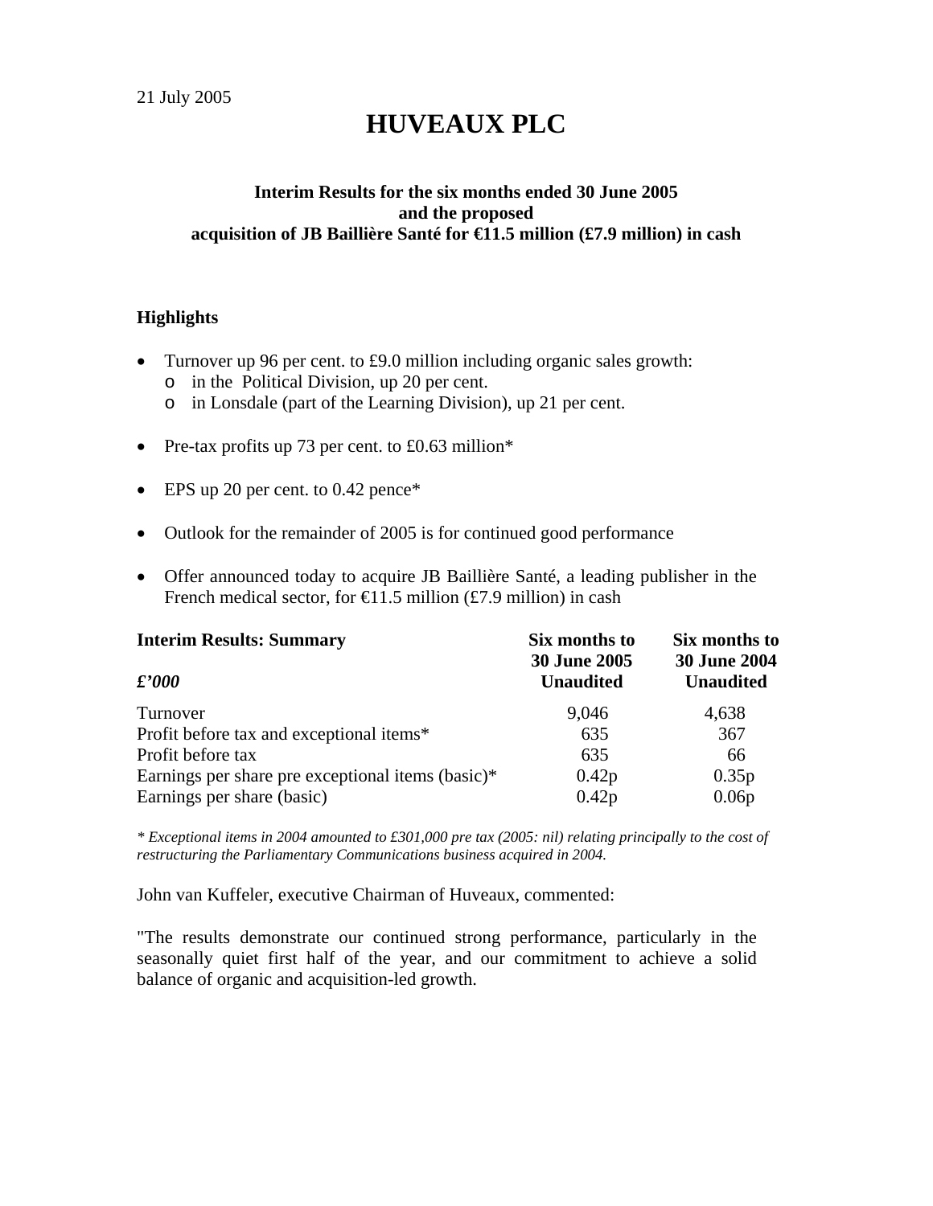21 July 2005

# HUVEAUX PLC

**Interim Results for the six months ended 30 June 2005**
**and the proposed**
**acquisition of JB Baillière Santé for €11.5 million (£7.9 million) in cash**

### Highlights

- Turnover up 96 per cent. to £9.0 million including organic sales growth:
  - in the Political Division, up 20 per cent.
  - in Lonsdale (part of the Learning Division), up 21 per cent.
- Pre-tax profits up 73 per cent. to £0.63 million*
- EPS up 20 per cent. to 0.42 pence*
- Outlook for the remainder of 2005 is for continued good performance
- Offer announced today to acquire JB Baillière Santé, a leading publisher in the French medical sector, for €11.5 million (£7.9 million) in cash

| **Interim Results: Summary** *£'000* | **Six months to 30 June 2005 Unaudited** | **Six months to 30 June 2004 Unaudited** |
|---|---|---|
| Turnover | 9,046 | 4,638 |
| Profit before tax and exceptional items* | 635 | 367 |
| Profit before tax | 635 | 66 |
| Earnings per share pre exceptional items (basic)* | 0.42p | 0.35p |
| Earnings per share (basic) | 0.42p | 0.06p |

*\* Exceptional items in 2004 amounted to £301,000 pre tax (2005: nil) relating principally to the cost of restructuring the Parliamentary Communications business acquired in 2004.*

John van Kuffeler, executive Chairman of Huveaux, commented:

"The results demonstrate our continued strong performance, particularly in the seasonally quiet first half of the year, and our commitment to achieve a solid balance of organic and acquisition-led growth.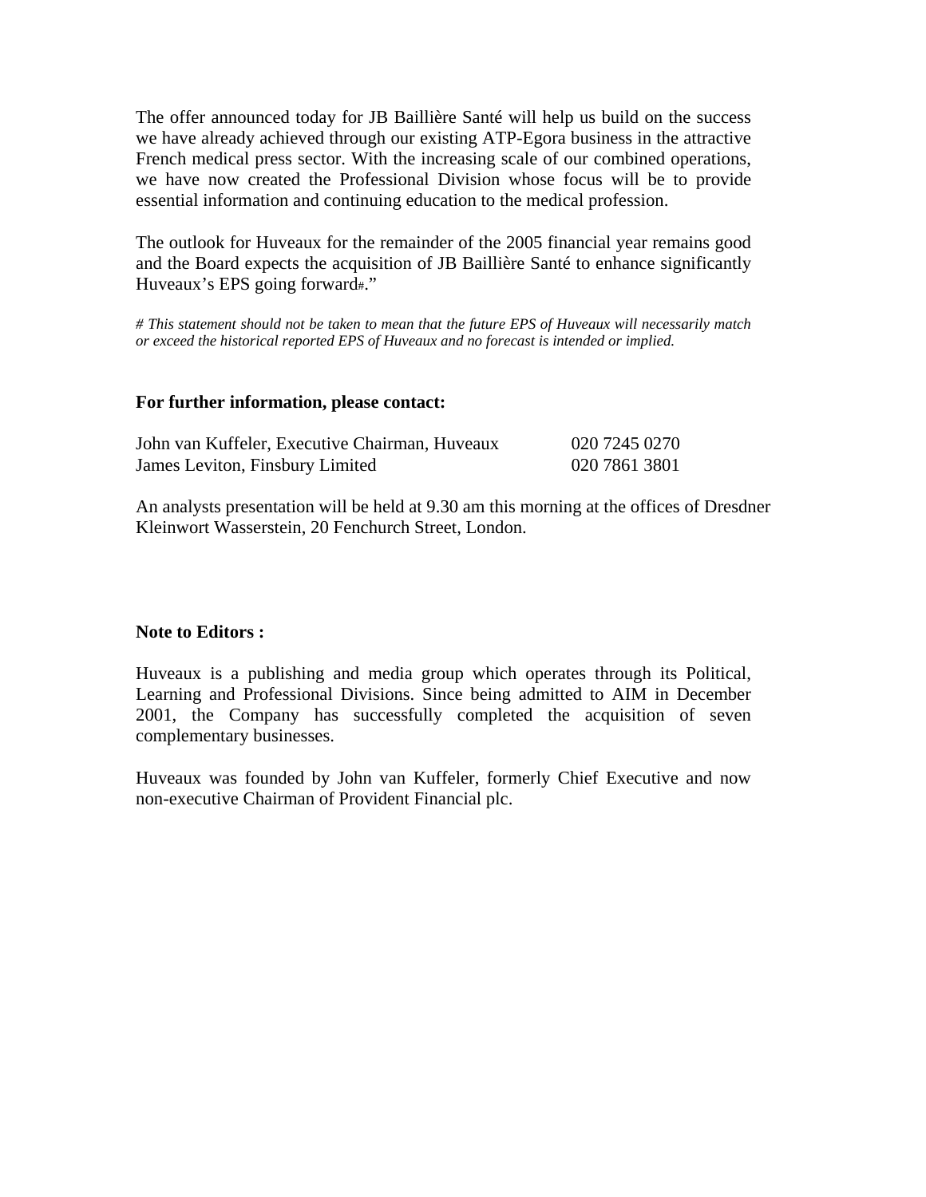The offer announced today for JB Baillière Santé will help us build on the success we have already achieved through our existing ATP-Egora business in the attractive French medical press sector. With the increasing scale of our combined operations, we have now created the Professional Division whose focus will be to provide essential information and continuing education to the medical profession.

The outlook for Huveaux for the remainder of the 2005 financial year remains good and the Board expects the acquisition of JB Baillière Santé to enhance significantly Huveaux's EPS going forward#."

*# This statement should not be taken to mean that the future EPS of Huveaux will necessarily match or exceed the historical reported EPS of Huveaux and no forecast is intended or implied.*

**For further information, please contact:**

| | |
|---|---|
| John van Kuffeler, Executive Chairman, Huveaux | 020 7245 0270 |
| James Leviton, Finsbury Limited | 020 7861 3801 |

An analysts presentation will be held at 9.30 am this morning at the offices of Dresdner Kleinwort Wasserstein, 20 Fenchurch Street, London.

**Note to Editors :**

Huveaux is a publishing and media group which operates through its Political, Learning and Professional Divisions. Since being admitted to AIM in December 2001, the Company has successfully completed the acquisition of seven complementary businesses.

Huveaux was founded by John van Kuffeler, formerly Chief Executive and now non-executive Chairman of Provident Financial plc.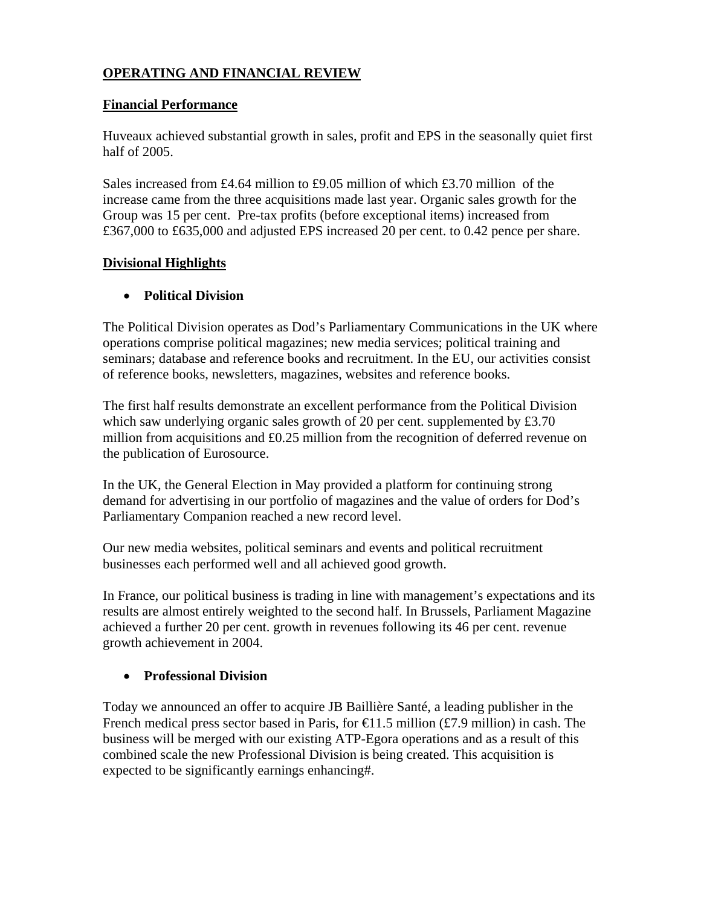## OPERATING AND FINANCIAL REVIEW

### Financial Performance

Huveaux achieved substantial growth in sales, profit and EPS in the seasonally quiet first half of 2005.

Sales increased from £4.64 million to £9.05 million of which £3.70 million of the increase came from the three acquisitions made last year. Organic sales growth for the Group was 15 per cent. Pre-tax profits (before exceptional items) increased from £367,000 to £635,000 and adjusted EPS increased 20 per cent. to 0.42 pence per share.

### Divisional Highlights

- **Political Division**

The Political Division operates as Dod's Parliamentary Communications in the UK where operations comprise political magazines; new media services; political training and seminars; database and reference books and recruitment. In the EU, our activities consist of reference books, newsletters, magazines, websites and reference books.

The first half results demonstrate an excellent performance from the Political Division which saw underlying organic sales growth of 20 per cent. supplemented by £3.70 million from acquisitions and £0.25 million from the recognition of deferred revenue on the publication of Eurosource.

In the UK, the General Election in May provided a platform for continuing strong demand for advertising in our portfolio of magazines and the value of orders for Dod's Parliamentary Companion reached a new record level.

Our new media websites, political seminars and events and political recruitment businesses each performed well and all achieved good growth.

In France, our political business is trading in line with management's expectations and its results are almost entirely weighted to the second half. In Brussels, Parliament Magazine achieved a further 20 per cent. growth in revenues following its 46 per cent. revenue growth achievement in 2004.

- **Professional Division**

Today we announced an offer to acquire JB Baillière Santé, a leading publisher in the French medical press sector based in Paris, for €11.5 million (£7.9 million) in cash. The business will be merged with our existing ATP-Egora operations and as a result of this combined scale the new Professional Division is being created. This acquisition is expected to be significantly earnings enhancing#.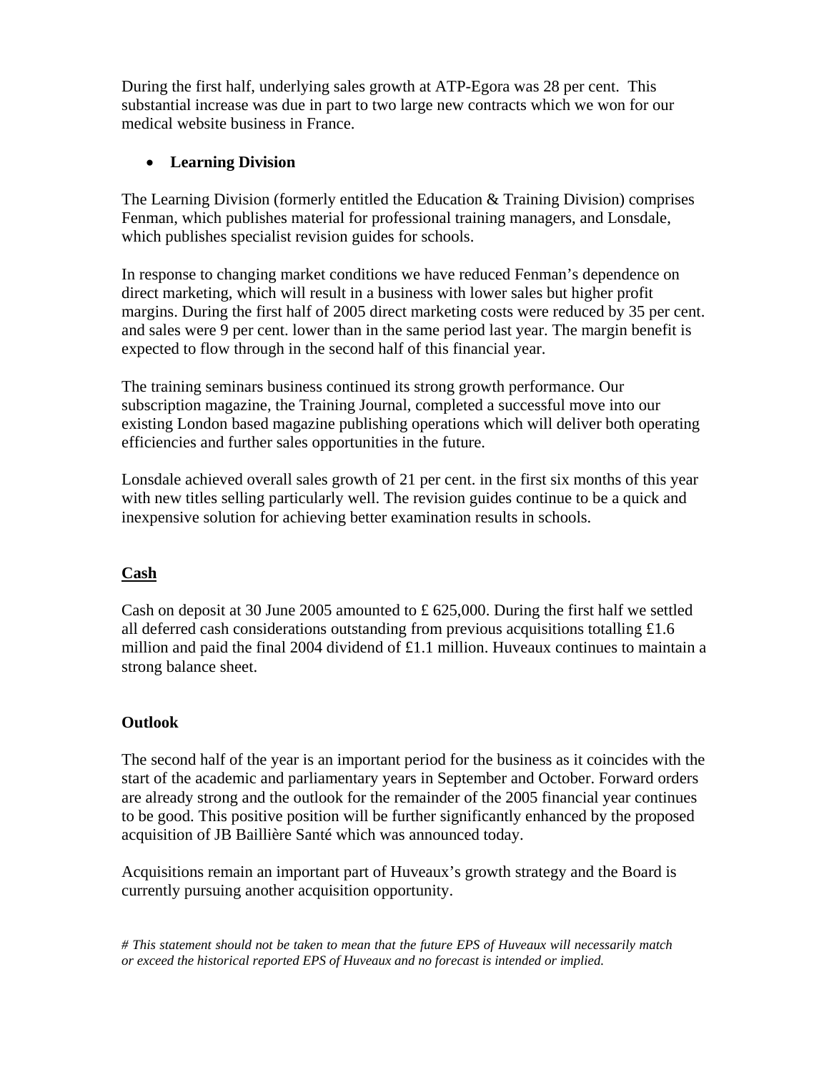During the first half, underlying sales growth at ATP-Egora was 28 per cent. This substantial increase was due in part to two large new contracts which we won for our medical website business in France.

- **Learning Division**

The Learning Division (formerly entitled the Education & Training Division) comprises Fenman, which publishes material for professional training managers, and Lonsdale, which publishes specialist revision guides for schools.

In response to changing market conditions we have reduced Fenman's dependence on direct marketing, which will result in a business with lower sales but higher profit margins. During the first half of 2005 direct marketing costs were reduced by 35 per cent. and sales were 9 per cent. lower than in the same period last year. The margin benefit is expected to flow through in the second half of this financial year.

The training seminars business continued its strong growth performance. Our subscription magazine, the Training Journal, completed a successful move into our existing London based magazine publishing operations which will deliver both operating efficiencies and further sales opportunities in the future.

Lonsdale achieved overall sales growth of 21 per cent. in the first six months of this year with new titles selling particularly well. The revision guides continue to be a quick and inexpensive solution for achieving better examination results in schools.

## Cash

Cash on deposit at 30 June 2005 amounted to £ 625,000. During the first half we settled all deferred cash considerations outstanding from previous acquisitions totalling £1.6 million and paid the final 2004 dividend of £1.1 million. Huveaux continues to maintain a strong balance sheet.

## Outlook

The second half of the year is an important period for the business as it coincides with the start of the academic and parliamentary years in September and October. Forward orders are already strong and the outlook for the remainder of the 2005 financial year continues to be good. This positive position will be further significantly enhanced by the proposed acquisition of JB Baillière Santé which was announced today.

Acquisitions remain an important part of Huveaux's growth strategy and the Board is currently pursuing another acquisition opportunity.

*# This statement should not be taken to mean that the future EPS of Huveaux will necessarily match or exceed the historical reported EPS of Huveaux and no forecast is intended or implied.*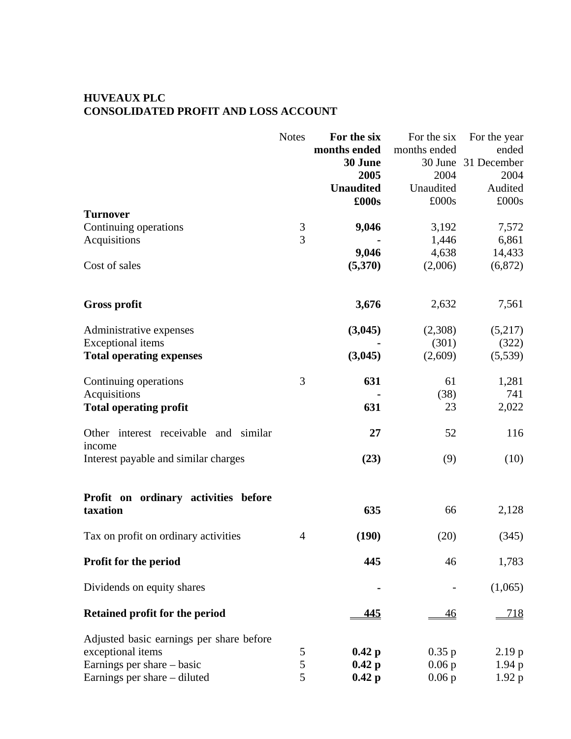**HUVEAUX PLC**
**CONSOLIDATED PROFIT AND LOSS ACCOUNT**

| | Notes | **For the six months ended 30 June 2005 Unaudited £000s** | For the six months ended 30 June 2004 Unaudited £000s | For the year ended 31 December 2004 Audited £000s |
|---|---|---|---|---|
| **Turnover** | | | | |
| Continuing operations | 3 | **9,046** | 3,192 | 7,572 |
| Acquisitions | 3 | **-** | 1,446 | 6,861 |
| | | **9,046** | 4,638 | 14,433 |
| Cost of sales | | **(5,370)** | (2,006) | (6,872) |
| **Gross profit** | | **3,676** | 2,632 | 7,561 |
| Administrative expenses | | **(3,045)** | (2,308) | (5,217) |
| Exceptional items | | **-** | (301) | (322) |
| **Total operating expenses** | | **(3,045)** | (2,609) | (5,539) |
| Continuing operations | 3 | **631** | 61 | 1,281 |
| Acquisitions | | **-** | (38) | 741 |
| **Total operating profit** | | **631** | 23 | 2,022 |
| Other interest receivable and similar income | | **27** | 52 | 116 |
| Interest payable and similar charges | | **(23)** | (9) | (10) |
| **Profit on ordinary activities before taxation** | | **635** | 66 | 2,128 |
| Tax on profit on ordinary activities | 4 | **(190)** | (20) | (345) |
| **Profit for the period** | | **445** | 46 | 1,783 |
| Dividends on equity shares | | **-** | - | (1,065) |
| **Retained profit for the period** | | **445** | 46 | 718 |
| Adjusted basic earnings per share before exceptional items | 5 | **0.42 p** | 0.35 p | 2.19 p |
| Earnings per share – basic | 5 | **0.42 p** | 0.06 p | 1.94 p |
| Earnings per share – diluted | 5 | **0.42 p** | 0.06 p | 1.92 p |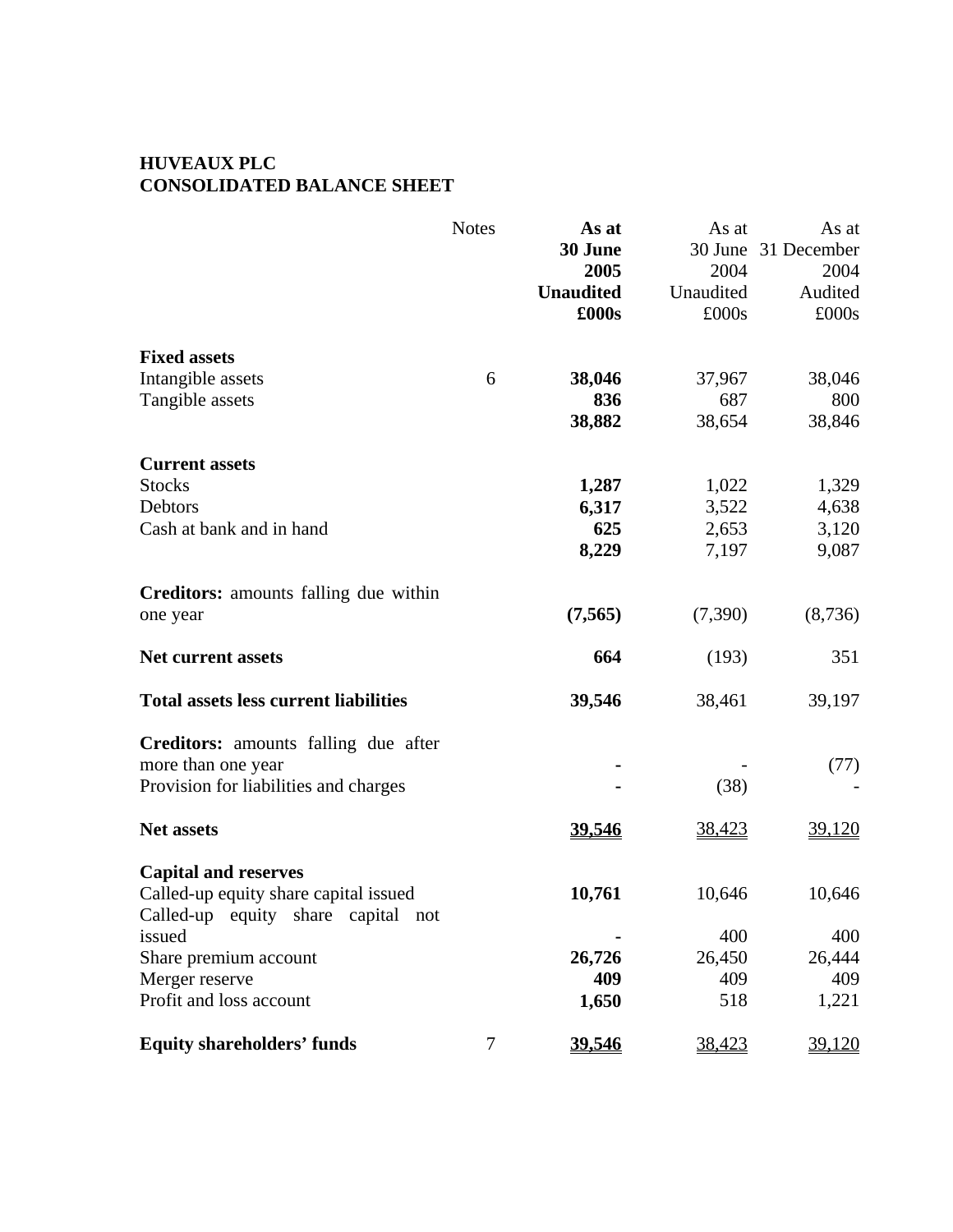**HUVEAUX PLC**
**CONSOLIDATED BALANCE SHEET**

| | Notes | **As at 30 June 2005 Unaudited £000s** | As at 30 June 2004 Unaudited £000s | As at 31 December 2004 Audited £000s |
|---|---|---|---|---|
| **Fixed assets** | | | | |
| Intangible assets | 6 | **38,046** | 37,967 | 38,046 |
| Tangible assets | | **836** | 687 | 800 |
| | | **38,882** | 38,654 | 38,846 |
| **Current assets** | | | | |
| Stocks | | **1,287** | 1,022 | 1,329 |
| Debtors | | **6,317** | 3,522 | 4,638 |
| Cash at bank and in hand | | **625** | 2,653 | 3,120 |
| | | **8,229** | 7,197 | 9,087 |
| **Creditors:** amounts falling due within one year | | **(7,565)** | (7,390) | (8,736) |
| **Net current assets** | | **664** | (193) | 351 |
| **Total assets less current liabilities** | | **39,546** | 38,461 | 39,197 |
| **Creditors:** amounts falling due after more than one year | | **-** | - | (77) |
| Provision for liabilities and charges | | **-** | (38) | - |
| **Net assets** | | **39,546** | 38,423 | 39,120 |
| **Capital and reserves** | | | | |
| Called-up equity share capital issued | | **10,761** | 10,646 | 10,646 |
| Called-up equity share capital not issued | | **-** | 400 | 400 |
| Share premium account | | **26,726** | 26,450 | 26,444 |
| Merger reserve | | **409** | 409 | 409 |
| Profit and loss account | | **1,650** | 518 | 1,221 |
| **Equity shareholders' funds** | 7 | **39,546** | 38,423 | 39,120 |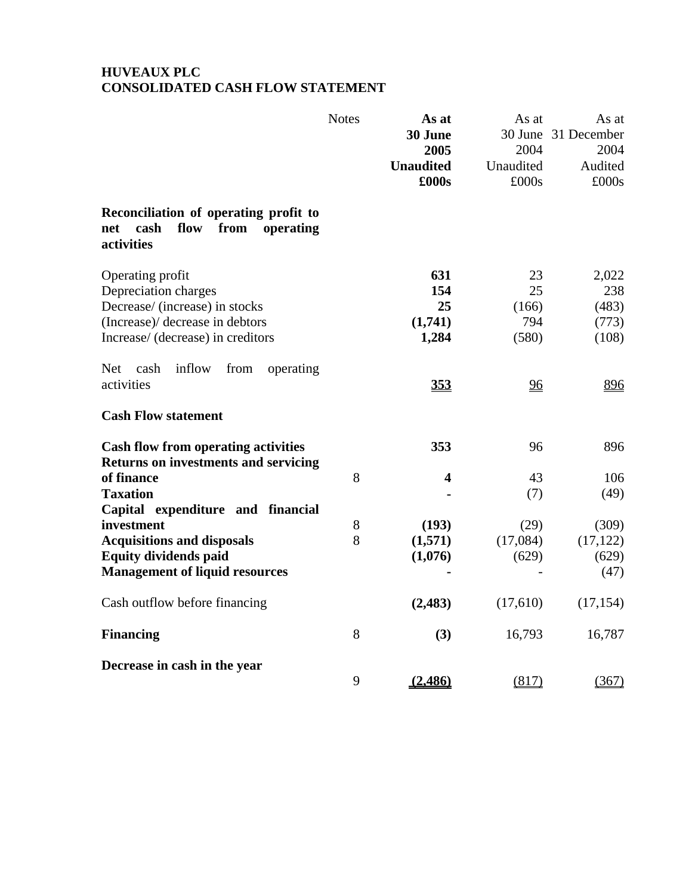**HUVEAUX PLC**
**CONSOLIDATED CASH FLOW STATEMENT**

| | Notes | **As at 30 June 2005 Unaudited £000s** | As at 30 June 2004 Unaudited £000s | As at 31 December 2004 Audited £000s |
|---|---|---|---|---|
| **Reconciliation of operating profit to net cash flow from operating activities** | | | | |
| Operating profit | | **631** | 23 | 2,022 |
| Depreciation charges | | **154** | 25 | 238 |
| Decrease/ (increase) in stocks | | **25** | (166) | (483) |
| (Increase)/ decrease in debtors | | **(1,741)** | 794 | (773) |
| Increase/ (decrease) in creditors | | **1,284** | (580) | (108) |
| Net cash inflow from operating activities | | **353** | 96 | 896 |
| **Cash Flow statement** | | | | |
| **Cash flow from operating activities** | | **353** | 96 | 896 |
| **Returns on investments and servicing of finance** | 8 | **4** | 43 | 106 |
| **Taxation** | | **-** | (7) | (49) |
| **Capital expenditure and financial investment** | 8 | **(193)** | (29) | (309) |
| **Acquisitions and disposals** | 8 | **(1,571)** | (17,084) | (17,122) |
| **Equity dividends paid** | | **(1,076)** | (629) | (629) |
| **Management of liquid resources** | | **-** | - | (47) |
| Cash outflow before financing | | **(2,483)** | (17,610) | (17,154) |
| **Financing** | 8 | **(3)** | 16,793 | 16,787 |
| **Decrease in cash in the year** | 9 | **(2,486)** | (817) | (367) |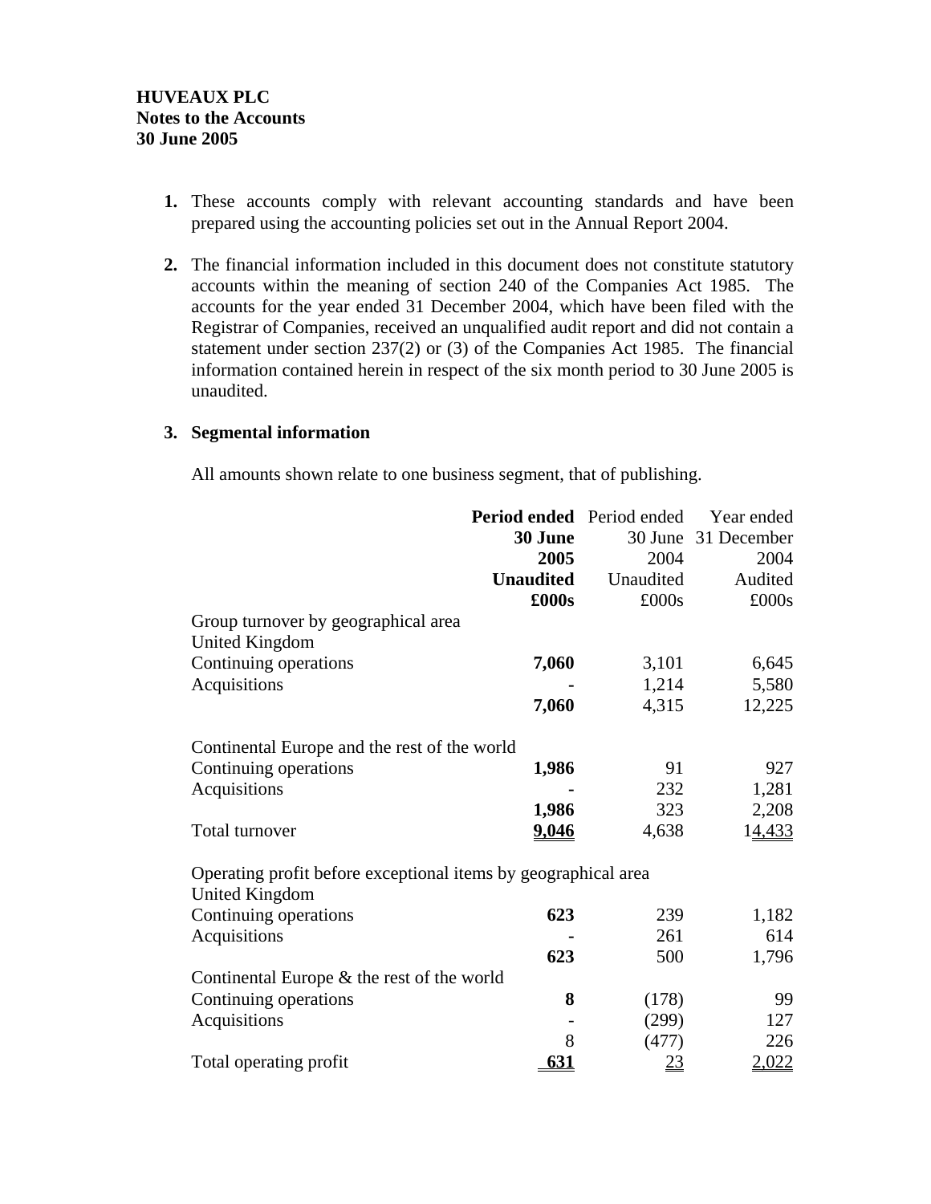**HUVEAUX PLC**
**Notes to the Accounts**
**30 June 2005**

1. These accounts comply with relevant accounting standards and have been prepared using the accounting policies set out in the Annual Report 2004.

2. The financial information included in this document does not constitute statutory accounts within the meaning of section 240 of the Companies Act 1985. The accounts for the year ended 31 December 2004, which have been filed with the Registrar of Companies, received an unqualified audit report and did not contain a statement under section 237(2) or (3) of the Companies Act 1985. The financial information contained herein in respect of the six month period to 30 June 2005 is unaudited.

3. **Segmental information**

All amounts shown relate to one business segment, that of publishing.

| | **Period ended 30 June 2005 Unaudited £000s** | Period ended 30 June 2004 Unaudited £000s | Year ended 31 December 2004 Audited £000s |
|---|---|---|---|
| Group turnover by geographical area | | | |
| United Kingdom | | | |
| Continuing operations | **7,060** | 3,101 | 6,645 |
| Acquisitions | **-** | 1,214 | 5,580 |
| | **7,060** | 4,315 | 12,225 |
| Continental Europe and the rest of the world | | | |
| Continuing operations | **1,986** | 91 | 927 |
| Acquisitions | **-** | 232 | 1,281 |
| | **1,986** | 323 | 2,208 |
| Total turnover | **9,046** | 4,638 | 14,433 |
| Operating profit before exceptional items by geographical area | | | |
| United Kingdom | | | |
| Continuing operations | **623** | 239 | 1,182 |
| Acquisitions | **-** | 261 | 614 |
| | **623** | 500 | 1,796 |
| Continental Europe & the rest of the world | | | |
| Continuing operations | **8** | (178) | 99 |
| Acquisitions | - | (299) | 127 |
| | 8 | (477) | 226 |
| Total operating profit | **631** | 23 | 2,022 |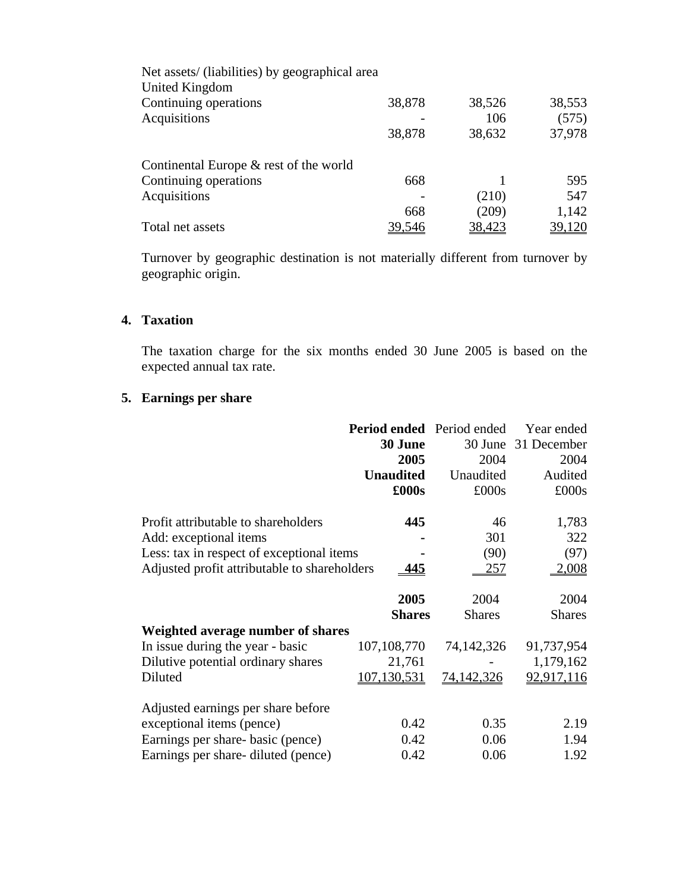| Net assets/ (liabilities) by geographical area | | | |
|---|---|---|---|
| United Kingdom | | | |
| Continuing operations | 38,878 | 38,526 | 38,553 |
| Acquisitions | - | 106 | (575) |
| | 38,878 | 38,632 | 37,978 |
| | | | |
| Continental Europe & rest of the world | | | |
| Continuing operations | 668 | 1 | 595 |
| Acquisitions | - | (210) | 547 |
| | 668 | (209) | 1,142 |
| Total net assets | 39,546 | 38,423 | 39,120 |

Turnover by geographic destination is not materially different from turnover by geographic origin.

## 4. Taxation

The taxation charge for the six months ended 30 June 2005 is based on the expected annual tax rate.

## 5. Earnings per share

| | **Period ended 30 June 2005 Unaudited £000s** | Period ended 30 June 2004 Unaudited £000s | Year ended 31 December 2004 Audited £000s |
|---|---|---|---|
| Profit attributable to shareholders | **445** | 46 | 1,783 |
| Add: exceptional items | **-** | 301 | 322 |
| Less: tax in respect of exceptional items | **-** | (90) | (97) |
| Adjusted profit attributable to shareholders | **445** | 257 | 2,008 |

| | **2005 Shares** | 2004 Shares | 2004 Shares |
|---|---|---|---|
| **Weighted average number of shares** | | | |
| In issue during the year - basic | 107,108,770 | 74,142,326 | 91,737,954 |
| Dilutive potential ordinary shares | 21,761 | - | 1,179,162 |
| Diluted | 107,130,531 | 74,142,326 | 92,917,116 |
| | | | |
| Adjusted earnings per share before exceptional items (pence) | 0.42 | 0.35 | 2.19 |
| Earnings per share- basic (pence) | 0.42 | 0.06 | 1.94 |
| Earnings per share- diluted (pence) | 0.42 | 0.06 | 1.92 |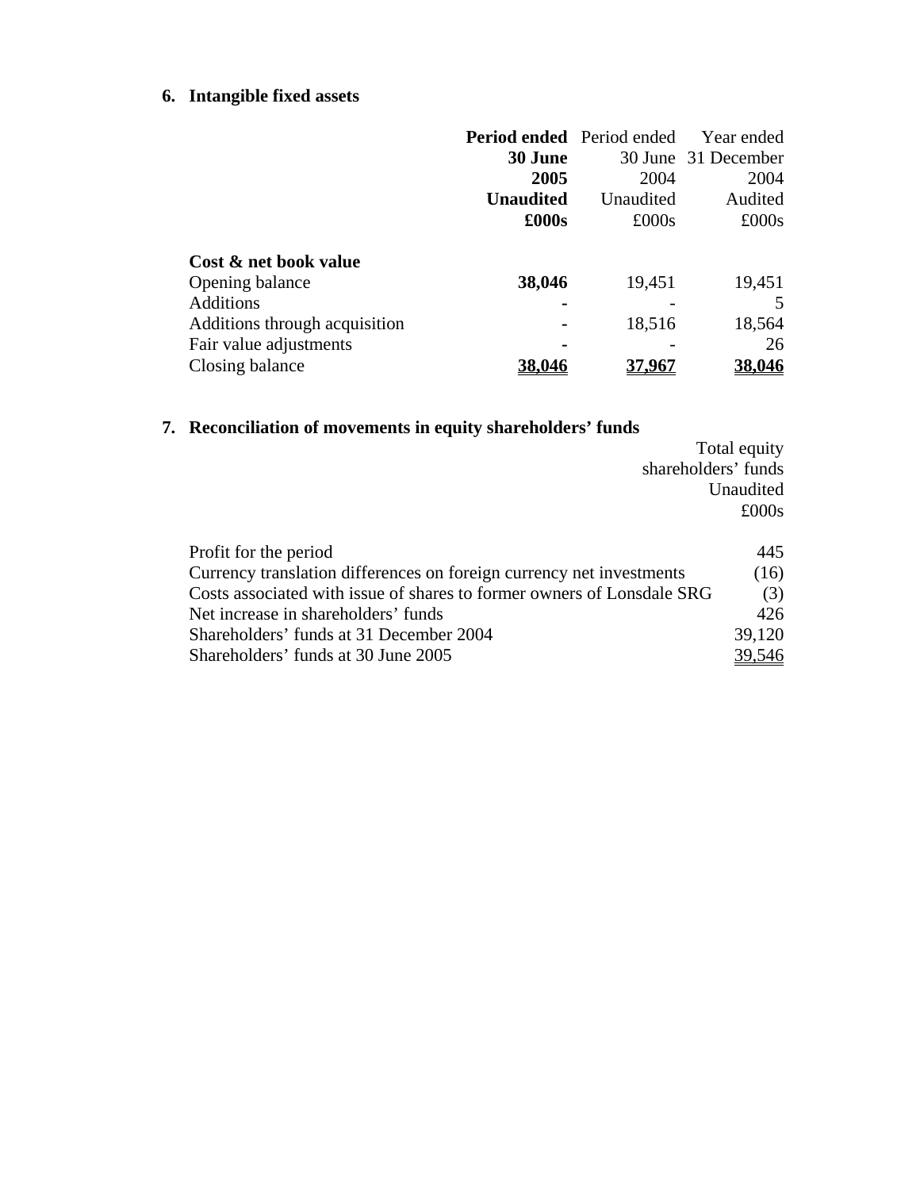## 6. Intangible fixed assets

| | **Period ended 30 June 2005 Unaudited £000s** | Period ended 30 June 2004 Unaudited £000s | Year ended 31 December 2004 Audited £000s |
|---|---|---|---|
| **Cost & net book value** | | | |
| Opening balance | **38,046** | 19,451 | 19,451 |
| Additions | **-** | - | 5 |
| Additions through acquisition | **-** | 18,516 | 18,564 |
| Fair value adjustments | **-** | - | 26 |
| Closing balance | **38,046** | **37,967** | **38,046** |

## 7. Reconciliation of movements in equity shareholders' funds

| | Total equity shareholders' funds Unaudited £000s |
|---|---|
| Profit for the period | 445 |
| Currency translation differences on foreign currency net investments | (16) |
| Costs associated with issue of shares to former owners of Lonsdale SRG | (3) |
| Net increase in shareholders' funds | 426 |
| Shareholders' funds at 31 December 2004 | 39,120 |
| Shareholders' funds at 30 June 2005 | 39,546 |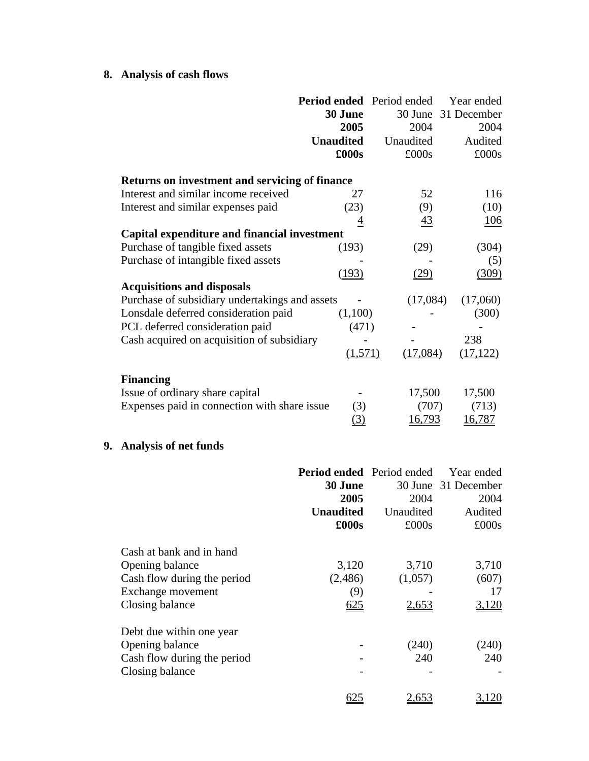## 8. Analysis of cash flows

| | **Period ended 30 June 2005 Unaudited £000s** | Period ended 30 June 2004 Unaudited £000s | Year ended 31 December 2004 Audited £000s |
|---|---|---|---|
| **Returns on investment and servicing of finance** | | | |
| Interest and similar income received | 27 | 52 | 116 |
| Interest and similar expenses paid | (23) | (9) | (10) |
| | 4 | 43 | 106 |
| **Capital expenditure and financial investment** | | | |
| Purchase of tangible fixed assets | (193) | (29) | (304) |
| Purchase of intangible fixed assets | - | - | (5) |
| | (193) | (29) | (309) |
| **Acquisitions and disposals** | | | |
| Purchase of subsidiary undertakings and assets | - | (17,084) | (17,060) |
| Lonsdale deferred consideration paid | (1,100) | - | (300) |
| PCL deferred consideration paid | (471) | - | - |
| Cash acquired on acquisition of subsidiary | - | - | 238 |
| | (1,571) | (17,084) | (17,122) |
| **Financing** | | | |
| Issue of ordinary share capital | - | 17,500 | 17,500 |
| Expenses paid in connection with share issue | (3) | (707) | (713) |
| | (3) | 16,793 | 16,787 |

## 9. Analysis of net funds

| | **Period ended 30 June 2005 Unaudited £000s** | Period ended 30 June 2004 Unaudited £000s | Year ended 31 December 2004 Audited £000s |
|---|---|---|---|
| Cash at bank and in hand | | | |
| Opening balance | 3,120 | 3,710 | 3,710 |
| Cash flow during the period | (2,486) | (1,057) | (607) |
| Exchange movement | (9) | - | 17 |
| Closing balance | 625 | 2,653 | 3,120 |
| Debt due within one year | | | |
| Opening balance | - | (240) | (240) |
| Cash flow during the period | - | 240 | 240 |
| Closing balance | - | - | - |
| | 625 | 2,653 | 3,120 |